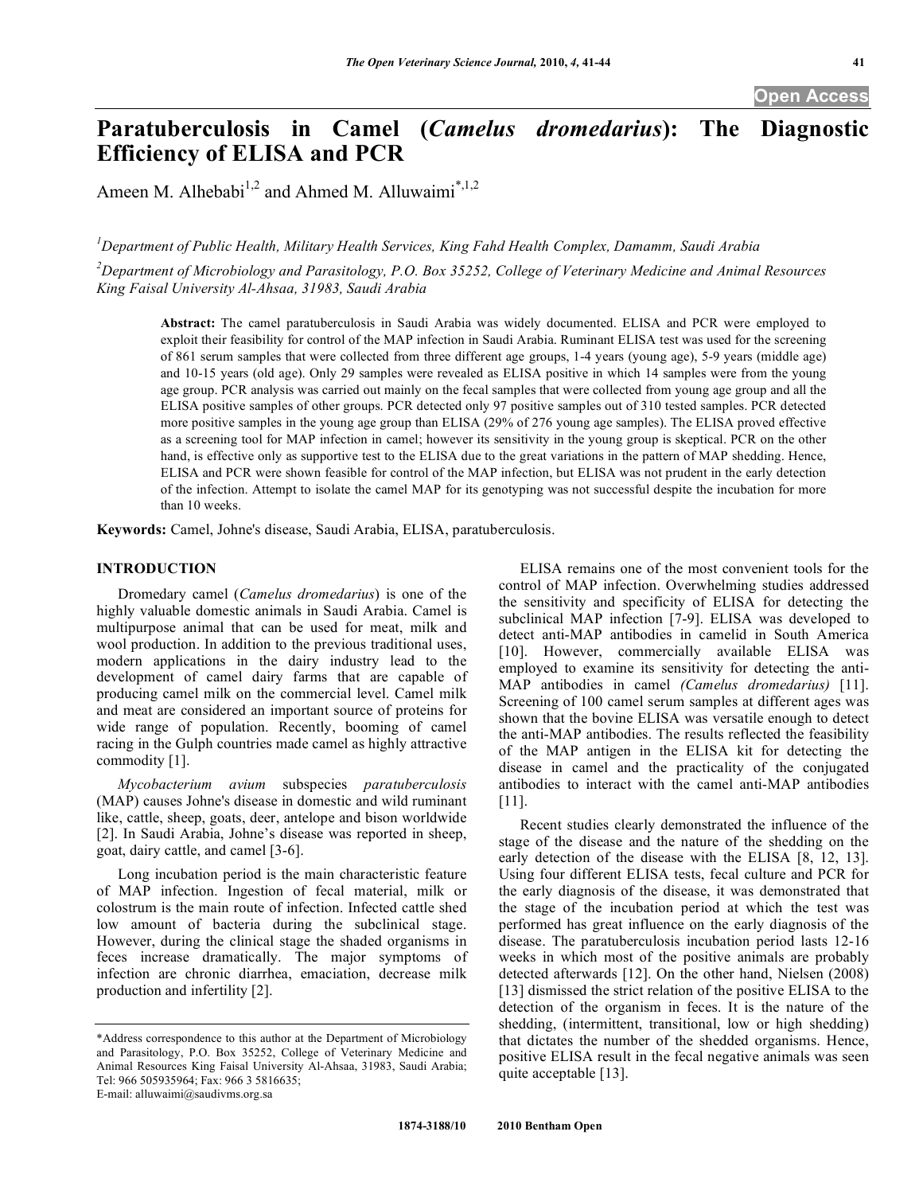# Paratuberculosis in Camel (*Camelus dromedarius*): The Diagnostic Efficiency of ELISA and PCR

Ameen M. Alhebabi[1,2] and Ahmed M. Alluwaimi*[,1,2]

[1]Department of Public Health, Military Health Services, King Fahd Health Complex, Damamm, Saudi Arabia

[2]Department of Microbiology and Parasitology, P.O. Box 35252, College of Veterinary Medicine and Animal Resources King Faisal University Al-Ahsaa, 31983, Saudi Arabia

**Abstract:** The camel paratuberculosis in Saudi Arabia was widely documented. ELISA and PCR were employed to exploit their feasibility for control of the MAP infection in Saudi Arabia. Ruminant ELISA test was used for the screening of 861 serum samples that were collected from three different age groups, 1-4 years (young age), 5-9 years (middle age) and 10-15 years (old age). Only 29 samples were revealed as ELISA positive in which 14 samples were from the young age group. PCR analysis was carried out mainly on the fecal samples that were collected from young age group and all the ELISA positive samples of other groups. PCR detected only 97 positive samples out of 310 tested samples. PCR detected more positive samples in the young age group than ELISA (29% of 276 young age samples). The ELISA proved effective as a screening tool for MAP infection in camel; however its sensitivity in the young group is skeptical. PCR on the other hand, is effective only as supportive test to the ELISA due to the great variations in the pattern of MAP shedding. Hence, ELISA and PCR were shown feasible for control of the MAP infection, but ELISA was not prudent in the early detection of the infection. Attempt to isolate the camel MAP for its genotyping was not successful despite the incubation for more than 10 weeks.

**Keywords:** Camel, Johne's disease, Saudi Arabia, ELISA, paratuberculosis.

## INTRODUCTION

Dromedary camel (*Camelus dromedarius*) is one of the highly valuable domestic animals in Saudi Arabia. Camel is multipurpose animal that can be used for meat, milk and wool production. In addition to the previous traditional uses, modern applications in the dairy industry lead to the development of camel dairy farms that are capable of producing camel milk on the commercial level. Camel milk and meat are considered an important source of proteins for wide range of population. Recently, booming of camel racing in the Gulph countries made camel as highly attractive commodity [1].

*Mycobacterium avium* subspecies *paratuberculosis* (MAP) causes Johne's disease in domestic and wild ruminant like, cattle, sheep, goats, deer, antelope and bison worldwide [2]. In Saudi Arabia, Johne's disease was reported in sheep, goat, dairy cattle, and camel [3-6].

Long incubation period is the main characteristic feature of MAP infection. Ingestion of fecal material, milk or colostrum is the main route of infection. Infected cattle shed low amount of bacteria during the subclinical stage. However, during the clinical stage the shaded organisms in feces increase dramatically. The major symptoms of infection are chronic diarrhea, emaciation, decrease milk production and infertility [2].

ELISA remains one of the most convenient tools for the control of MAP infection. Overwhelming studies addressed the sensitivity and specificity of ELISA for detecting the subclinical MAP infection [7-9]. ELISA was developed to detect anti-MAP antibodies in camelid in South America [10]. However, commercially available ELISA was employed to examine its sensitivity for detecting the anti-MAP antibodies in camel *(Camelus dromedarius)* [11]. Screening of 100 camel serum samples at different ages was shown that the bovine ELISA was versatile enough to detect the anti-MAP antibodies. The results reflected the feasibility of the MAP antigen in the ELISA kit for detecting the disease in camel and the practicality of the conjugated antibodies to interact with the camel anti-MAP antibodies [11].

Recent studies clearly demonstrated the influence of the stage of the disease and the nature of the shedding on the early detection of the disease with the ELISA [8, 12, 13]. Using four different ELISA tests, fecal culture and PCR for the early diagnosis of the disease, it was demonstrated that the stage of the incubation period at which the test was performed has great influence on the early diagnosis of the disease. The paratuberculosis incubation period lasts 12-16 weeks in which most of the positive animals are probably detected afterwards [12]. On the other hand, Nielsen (2008) [13] dismissed the strict relation of the positive ELISA to the detection of the organism in feces. It is the nature of the shedding, (intermittent, transitional, low or high shedding) that dictates the number of the shedded organisms. Hence, positive ELISA result in the fecal negative animals was seen quite acceptable [13].

*Address correspondence to this author at the Department of Microbiology and Parasitology, P.O. Box 35252, College of Veterinary Medicine and Animal Resources King Faisal University Al-Ahsaa, 31983, Saudi Arabia; Tel: 966 505935964; Fax: 966 3 5816635; E-mail: alluwaimi@saudivms.org.sa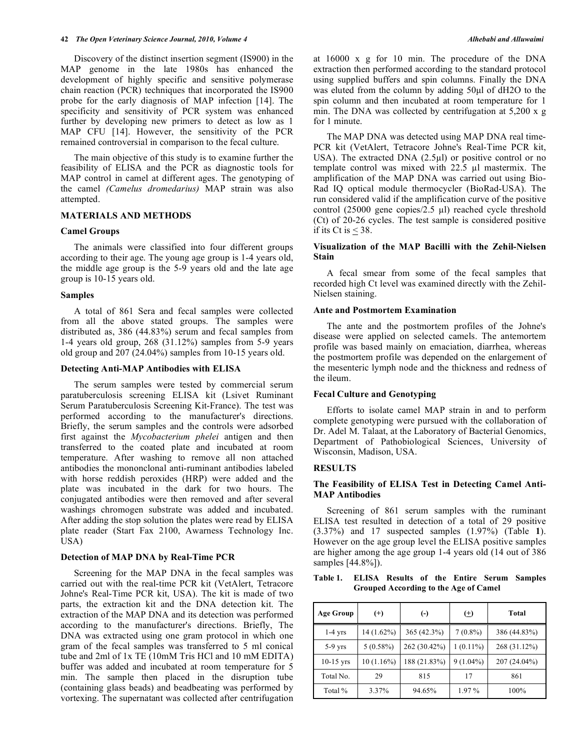Discovery of the distinct insertion segment (IS900) in the MAP genome in the late 1980s has enhanced the development of highly specific and sensitive polymerase chain reaction (PCR) techniques that incorporated the IS900 probe for the early diagnosis of MAP infection [14]. The specificity and sensitivity of PCR system was enhanced further by developing new primers to detect as low as 1 MAP CFU [14]. However, the sensitivity of the PCR remained controversial in comparison to the fecal culture.

The main objective of this study is to examine further the feasibility of ELISA and the PCR as diagnostic tools for MAP control in camel at different ages. The genotyping of the camel *(Camelus dromedarius)* MAP strain was also attempted.

## MATERIALS AND METHODS

### Camel Groups

The animals were classified into four different groups according to their age. The young age group is 1-4 years old, the middle age group is the 5-9 years old and the late age group is 10-15 years old.

### Samples

A total of 861 Sera and fecal samples were collected from all the above stated groups. The samples were distributed as, 386 (44.83%) serum and fecal samples from 1-4 years old group, 268 (31.12%) samples from 5-9 years old group and 207 (24.04%) samples from 10-15 years old.

### Detecting Anti-MAP Antibodies with ELISA

The serum samples were tested by commercial serum paratuberculosis screening ELISA kit (Lsivet Ruminant Serum Paratuberculosis Screening Kit-France). The test was performed according to the manufacturer's directions. Briefly, the serum samples and the controls were adsorbed first against the *Mycobacterium phelei* antigen and then transferred to the coated plate and incubated at room temperature. After washing to remove all non attached antibodies the mononclonal anti-ruminant antibodies labeled with horse reddish peroxides (HRP) were added and the plate was incubated in the dark for two hours. The conjugated antibodies were then removed and after several washings chromogen substrate was added and incubated. After adding the stop solution the plates were read by ELISA plate reader (Start Fax 2100, Awarness Technology Inc. USA)

### Detection of MAP DNA by Real-Time PCR

Screening for the MAP DNA in the fecal samples was carried out with the real-time PCR kit (VetAlert, Tetracore Johne's Real-Time PCR kit, USA). The kit is made of two parts, the extraction kit and the DNA detection kit. The extraction of the MAP DNA and its detection was performed according to the manufacturer's directions. Briefly, The DNA was extracted using one gram protocol in which one gram of the fecal samples was transferred to 5 ml conical tube and 2ml of 1x TE (10mM Tris HCl and 10 mM EDITA) buffer was added and incubated at room temperature for 5 min. The sample then placed in the disruption tube (containing glass beads) and beadbeating was performed by vortexing. The supernatant was collected after centrifugation at 16000 x g for 10 min. The procedure of the DNA extraction then performed according to the standard protocol using supplied buffers and spin columns. Finally the DNA was eluted from the column by adding 50μl of dH2O to the spin column and then incubated at room temperature for 1 min. The DNA was collected by centrifugation at 5,200 x g for 1 minute.

The MAP DNA was detected using MAP DNA real time-PCR kit (VetAlert, Tetracore Johne's Real-Time PCR kit, USA). The extracted DNA (2.5μl) or positive control or no template control was mixed with 22.5 μl mastermix. The amplification of the MAP DNA was carried out using Bio-Rad IQ optical module thermocycler (BioRad-USA). The run considered valid if the amplification curve of the positive control (25000 gene copies/2.5 μl) reached cycle threshold (Ct) of 20-26 cycles. The test sample is considered positive if its Ct is $\leq$ 38.

### Visualization of the MAP Bacilli with the Zehil-Nielsen Stain

A fecal smear from some of the fecal samples that recorded high Ct level was examined directly with the Zehil-Nielsen staining.

### Ante and Postmortem Examination

The ante and the postmortem profiles of the Johne's disease were applied on selected camels. The antemortem profile was based mainly on emaciation, diarrhea, whereas the postmortem profile was depended on the enlargement of the mesenteric lymph node and the thickness and redness of the ileum.

### Fecal Culture and Genotyping

Efforts to isolate camel MAP strain in and to perform complete genotyping were pursued with the collaboration of Dr. Adel M. Talaat, at the Laboratory of Bacterial Genomics, Department of Pathobiological Sciences, University of Wisconsin, Madison, USA.

## RESULTS

### The Feasibility of ELISA Test in Detecting Camel Anti-MAP Antibodies

Screening of 861 serum samples with the ruminant ELISA test resulted in detection of a total of 29 positive (3.37%) and 17 suspected samples (1.97%) (Table **1**). However on the age group level the ELISA positive samples are higher among the age group 1-4 years old (14 out of 386 samples [44.8%]).

**Table 1. ELISA Results of the Entire Serum Samples Grouped According to the Age of Camel**

| Age Group | (+) | (-) | (±) | Total |
|---|---|---|---|---|
| 1-4 yrs | 14 (1.62%) | 365 (42.3%) | 7 (0.8%) | 386 (44.83%) |
| 5-9 yrs | 5 (0.58%) | 262 (30.42%) | 1 (0.11%) | 268 (31.12%) |
| 10-15 yrs | 10 (1.16%) | 188 (21.83%) | 9 (1.04%) | 207 (24.04%) |
| Total No. | 29 | 815 | 17 | 861 |
| Total % | 3.37% | 94.65% | 1.97 % | 100% |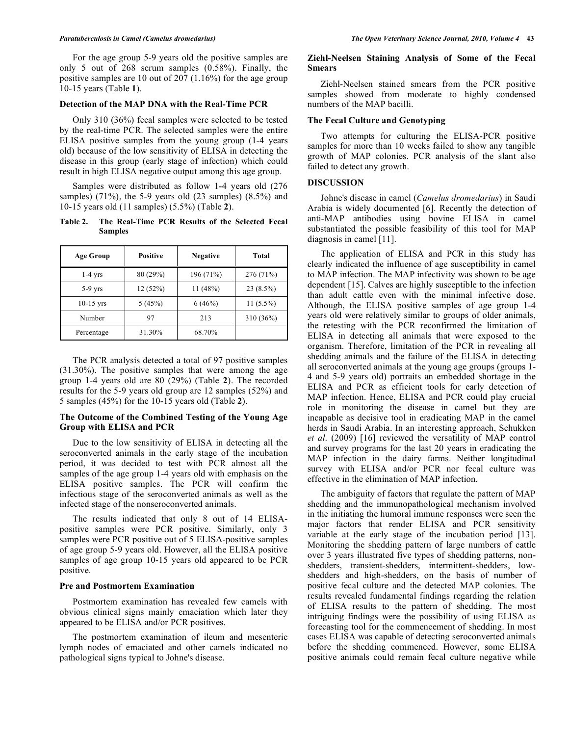For the age group 5-9 years old the positive samples are only 5 out of 268 serum samples (0.58%). Finally, the positive samples are 10 out of 207 (1.16%) for the age group 10-15 years (Table **1**).

### Detection of the MAP DNA with the Real-Time PCR

Only 310 (36%) fecal samples were selected to be tested by the real-time PCR. The selected samples were the entire ELISA positive samples from the young group (1-4 years old) because of the low sensitivity of ELISA in detecting the disease in this group (early stage of infection) which could result in high ELISA negative output among this age group.

Samples were distributed as follow 1-4 years old (276 samples) (71%), the 5-9 years old (23 samples) (8.5%) and 10-15 years old (11 samples) (5.5%) (Table **2**).

**Table 2. The Real-Time PCR Results of the Selected Fecal Samples**

| Age Group | Positive | Negative | Total |
|---|---|---|---|
| 1-4 yrs | 80 (29%) | 196 (71%) | 276 (71%) |
| 5-9 yrs | 12 (52%) | 11 (48%) | 23 (8.5%) |
| 10-15 yrs | 5 (45%) | 6 (46%) | 11 (5.5%) |
| Number | 97 | 213 | 310 (36%) |
| Percentage | 31.30% | 68.70% | |

The PCR analysis detected a total of 97 positive samples (31.30%). The positive samples that were among the age group 1-4 years old are 80 (29%) (Table **2**). The recorded results for the 5-9 years old group are 12 samples (52%) and 5 samples (45%) for the 10-15 years old (Table **2**).

### The Outcome of the Combined Testing of the Young Age Group with ELISA and PCR

Due to the low sensitivity of ELISA in detecting all the seroconverted animals in the early stage of the incubation period, it was decided to test with PCR almost all the samples of the age group 1-4 years old with emphasis on the ELISA positive samples. The PCR will confirm the infectious stage of the seroconverted animals as well as the infected stage of the nonseroconverted animals.

The results indicated that only 8 out of 14 ELISA-positive samples were PCR positive. Similarly, only 3 samples were PCR positive out of 5 ELISA-positive samples of age group 5-9 years old. However, all the ELISA positive samples of age group 10-15 years old appeared to be PCR positive.

### Pre and Postmortem Examination

Postmortem examination has revealed few camels with obvious clinical signs mainly emaciation which later they appeared to be ELISA and/or PCR positives.

The postmortem examination of ileum and mesenteric lymph nodes of emaciated and other camels indicated no pathological signs typical to Johne's disease.

### Ziehl-Neelsen Staining Analysis of Some of the Fecal Smears

Ziehl-Neelsen stained smears from the PCR positive samples showed from moderate to highly condensed numbers of the MAP bacilli.

### The Fecal Culture and Genotyping

Two attempts for culturing the ELISA-PCR positive samples for more than 10 weeks failed to show any tangible growth of MAP colonies. PCR analysis of the slant also failed to detect any growth.

## DISCUSSION

Johne's disease in camel (*Camelus dromedarius*) in Saudi Arabia is widely documented [6]. Recently the detection of anti-MAP antibodies using bovine ELISA in camel substantiated the possible feasibility of this tool for MAP diagnosis in camel [11].

The application of ELISA and PCR in this study has clearly indicated the influence of age susceptibility in camel to MAP infection. The MAP infectivity was shown to be age dependent [15]. Calves are highly susceptible to the infection than adult cattle even with the minimal infective dose. Although, the ELISA positive samples of age group 1-4 years old were relatively similar to groups of older animals, the retesting with the PCR reconfirmed the limitation of ELISA in detecting all animals that were exposed to the organism. Therefore, limitation of the PCR in revealing all shedding animals and the failure of the ELISA in detecting all seroconverted animals at the young age groups (groups 1-4 and 5-9 years old) portraits an embedded shortage in the ELISA and PCR as efficient tools for early detection of MAP infection. Hence, ELISA and PCR could play crucial role in monitoring the disease in camel but they are incapable as decisive tool in eradicating MAP in the camel herds in Saudi Arabia. In an interesting approach, Schukken *et al*. (2009) [16] reviewed the versatility of MAP control and survey programs for the last 20 years in eradicating the MAP infection in the dairy farms. Neither longitudinal survey with ELISA and/or PCR nor fecal culture was effective in the elimination of MAP infection.

The ambiguity of factors that regulate the pattern of MAP shedding and the immunopathological mechanism involved in the initiating the humoral immune responses were seen the major factors that render ELISA and PCR sensitivity variable at the early stage of the incubation period [13]. Monitoring the shedding pattern of large numbers of cattle over 3 years illustrated five types of shedding patterns, non-shedders, transient-shedders, intermittent-shedders, low-shedders and high-shedders, on the basis of number of positive fecal culture and the detected MAP colonies. The results revealed fundamental findings regarding the relation of ELISA results to the pattern of shedding. The most intriguing findings were the possibility of using ELISA as forecasting tool for the commencement of shedding. In most cases ELISA was capable of detecting seroconverted animals before the shedding commenced. However, some ELISA positive animals could remain fecal culture negative while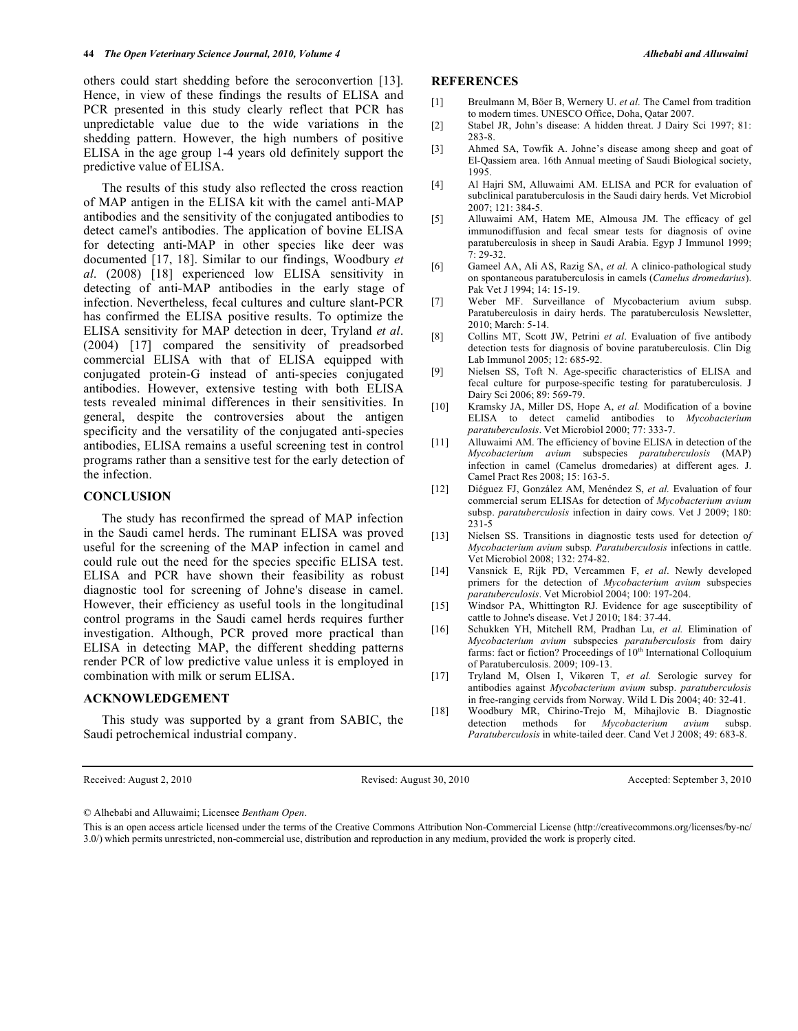others could start shedding before the seroconvertion [13]. Hence, in view of these findings the results of ELISA and PCR presented in this study clearly reflect that PCR has unpredictable value due to the wide variations in the shedding pattern. However, the high numbers of positive ELISA in the age group 1-4 years old definitely support the predictive value of ELISA.

The results of this study also reflected the cross reaction of MAP antigen in the ELISA kit with the camel anti-MAP antibodies and the sensitivity of the conjugated antibodies to detect camel's antibodies. The application of bovine ELISA for detecting anti-MAP in other species like deer was documented [17, 18]. Similar to our findings, Woodbury *et al*. (2008) [18] experienced low ELISA sensitivity in detecting of anti-MAP antibodies in the early stage of infection. Nevertheless, fecal cultures and culture slant-PCR has confirmed the ELISA positive results. To optimize the ELISA sensitivity for MAP detection in deer, Tryland *et al*. (2004) [17] compared the sensitivity of preadsorbed commercial ELISA with that of ELISA equipped with conjugated protein-G instead of anti-species conjugated antibodies. However, extensive testing with both ELISA tests revealed minimal differences in their sensitivities. In general, despite the controversies about the antigen specificity and the versatility of the conjugated anti-species antibodies, ELISA remains a useful screening test in control programs rather than a sensitive test for the early detection of the infection.

## CONCLUSION

The study has reconfirmed the spread of MAP infection in the Saudi camel herds. The ruminant ELISA was proved useful for the screening of the MAP infection in camel and could rule out the need for the species specific ELISA test. ELISA and PCR have shown their feasibility as robust diagnostic tool for screening of Johne's disease in camel. However, their efficiency as useful tools in the longitudinal control programs in the Saudi camel herds requires further investigation. Although, PCR proved more practical than ELISA in detecting MAP, the different shedding patterns render PCR of low predictive value unless it is employed in combination with milk or serum ELISA.

## ACKNOWLEDGEMENT

This study was supported by a grant from SABIC, the Saudi petrochemical industrial company.

## REFERENCES

[1] Breulmann M, Böer B, Wernery U. *et al.* The Camel from tradition to modern times. UNESCO Office, Doha, Qatar 2007.

[2] Stabel JR, John's disease: A hidden threat. J Dairy Sci 1997; 81: 283-8.

[3] Ahmed SA, Towfik A. Johne's disease among sheep and goat of El-Qassiem area. 16th Annual meeting of Saudi Biological society, 1995.

[4] Al Hajri SM, Alluwaimi AM. ELISA and PCR for evaluation of subclinical paratuberculosis in the Saudi dairy herds. Vet Microbiol 2007; 121: 384-5.

[5] Alluwaimi AM, Hatem ME, Almousa JM. The efficacy of gel immunodiffusion and fecal smear tests for diagnosis of ovine paratuberculosis in sheep in Saudi Arabia. Egyp J Immunol 1999; 7: 29-32.

[6] Gameel AA, Ali AS, Razig SA, *et al.* A clinico-pathological study on spontaneous paratuberculosis in camels (*Camelus dromedarius*). Pak Vet J 1994; 14: 15-19.

[7] Weber MF. Surveillance of Mycobacterium avium subsp. Paratuberculosis in dairy herds. The paratuberculosis Newsletter, 2010; March: 5-14.

[8] Collins MT, Scott JW, Petrini *et al*. Evaluation of five antibody detection tests for diagnosis of bovine paratuberculosis. Clin Dig Lab Immunol 2005; 12: 685-92.

[9] Nielsen SS, Toft N. Age-specific characteristics of ELISA and fecal culture for purpose-specific testing for paratuberculosis. J Dairy Sci 2006; 89: 569-79.

[10] Kramsky JA, Miller DS, Hope A, *et al.* Modification of a bovine ELISA to detect camelid antibodies to *Mycobacterium paratuberculosis*. Vet Microbiol 2000; 77: 333-7.

[11] Alluwaimi AM. The efficiency of bovine ELISA in detection of the *Mycobacterium avium* subspecies *paratuberculosis* (MAP) infection in camel (Camelus dromedaries) at different ages. J. Camel Pract Res 2008; 15: 163-5.

[12] Diéguez FJ, González AM, Menéndez S, *et al.* Evaluation of four commercial serum ELISAs for detection of *Mycobacterium avium* subsp. *paratuberculosis* infection in dairy cows. Vet J 2009; 180: 231-5

[13] Nielsen SS. Transitions in diagnostic tests used for detection o*f Mycobacterium avium* subsp*. Paratuberculosis* infections in cattle. Vet Microbiol 2008; 132: 274-82.

[14] Vansnick E, Rijk PD, Vercammen F, *et al*. Newly developed primers for the detection of *Mycobacterium avium* subspecies *paratuberculosis*. Vet Microbiol 2004; 100: 197-204.

[15] Windsor PA, Whittington RJ. Evidence for age susceptibility of cattle to Johne's disease. Vet J 2010; 184: 37-44.

[16] Schukken YH, Mitchell RM, Pradhan Lu, *et al.* Elimination of *Mycobacterium avium* subspecies *paratuberculosis* from dairy farms: fact or fiction? Proceedings of 10th International Colloquium of Paratuberculosis. 2009; 109-13.

[17] Tryland M, Olsen I, Vikøren T, *et al.* Serologic survey for antibodies against *Mycobacterium avium* subsp. *paratuberculosis* in free-ranging cervids from Norway. Wild L Dis 2004; 40: 32-41.

[18] Woodbury MR, Chirino-Trejo M, Mihajlovic B. Diagnostic detection methods for *Mycobacterium avium* subsp. *Paratuberculosis* in white-tailed deer. Cand Vet J 2008; 49: 683-8.

Received: August 2, 2010 Revised: August 30, 2010 Accepted: September 3, 2010

© Alhebabi and Alluwaimi; Licensee *Bentham Open*.

This is an open access article licensed under the terms of the Creative Commons Attribution Non-Commercial License (http://creativecommons.org/licenses/by-nc/3.0/) which permits unrestricted, non-commercial use, distribution and reproduction in any medium, provided the work is properly cited.